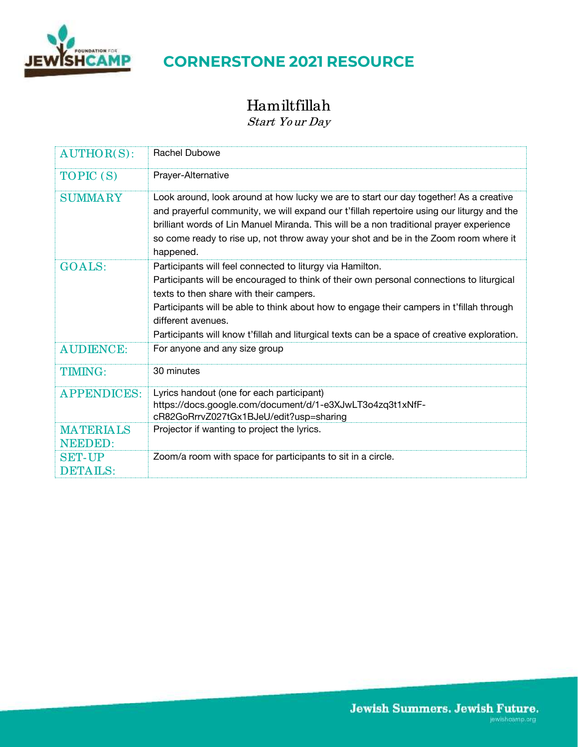# CORNERSTONE 2021 RESOURCE

## Hamiltfillah

*Start Your Day*

| | |
|---|---|
| AUTHOR(S): | Rachel Dubowe |
| TOPIC (S) | Prayer-Alternative |
| SUMMARY | Look around, look around at how lucky we are to start our day together! As a creative and prayerful community, we will expand our t'fillah repertoire using our liturgy and the brilliant words of Lin Manuel Miranda. This will be a non traditional prayer experience so come ready to rise up, not throw away your shot and be in the Zoom room where it happened. |
| GOALS: | Participants will feel connected to liturgy via Hamilton.<br>Participants will be encouraged to think of their own personal connections to liturgical texts to then share with their campers.<br>Participants will be able to think about how to engage their campers in t'fillah through different avenues.<br>Participants will know t'fillah and liturgical texts can be a space of creative exploration. |
| AUDIENCE: | For anyone and any size group |
| TIMING: | 30 minutes |
| APPENDICES: | Lyrics handout (one for each participant)<br>https://docs.google.com/document/d/1-e3XJwLT3o4zq3t1xNfF-cR82GoRrrvZ027tGx1BJeU/edit?usp=sharing |
| MATERIALS NEEDED: | Projector if wanting to project the lyrics. |
| SET-UP DETAILS: | Zoom/a room with space for participants to sit in a circle. |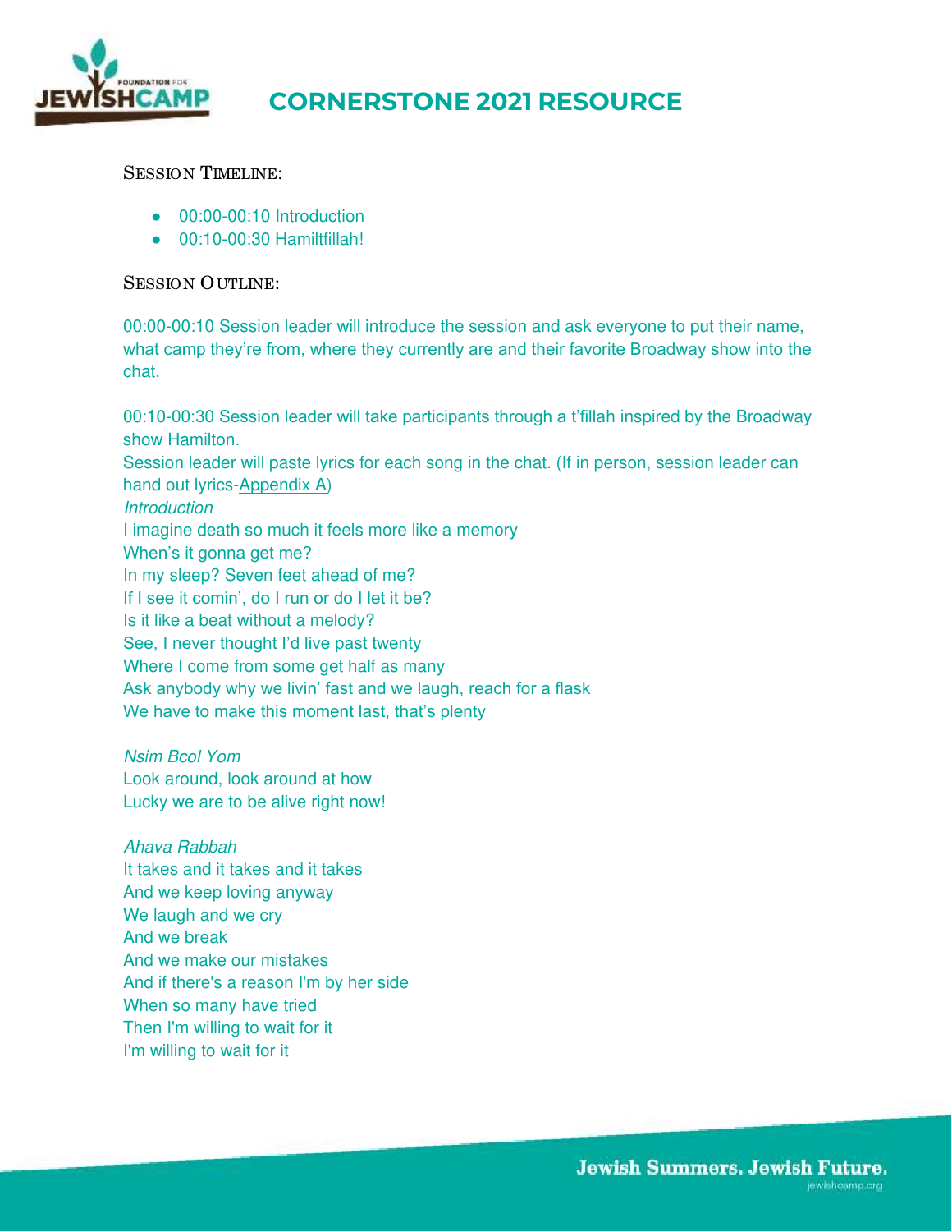Session Timeline:

- 00:00-00:10 Introduction
- 00:10-00:30 Hamiltfillah!

Session Outline:

00:00-00:10 Session leader will introduce the session and ask everyone to put their name, what camp they're from, where they currently are and their favorite Broadway show into the chat.

00:10-00:30 Session leader will take participants through a t'fillah inspired by the Broadway show Hamilton.
Session leader will paste lyrics for each song in the chat. (If in person, session leader can hand out lyrics-Appendix A)

*Introduction*
I imagine death so much it feels more like a memory
When's it gonna get me?
In my sleep? Seven feet ahead of me?
If I see it comin', do I run or do I let it be?
Is it like a beat without a melody?
See, I never thought I'd live past twenty
Where I come from some get half as many
Ask anybody why we livin' fast and we laugh, reach for a flask
We have to make this moment last, that's plenty

*Nsim Bcol Yom*
Look around, look around at how
Lucky we are to be alive right now!

*Ahava Rabbah*
It takes and it takes and it takes
And we keep loving anyway
We laugh and we cry
And we break
And we make our mistakes
And if there's a reason I'm by her side
When so many have tried
Then I'm willing to wait for it
I'm willing to wait for it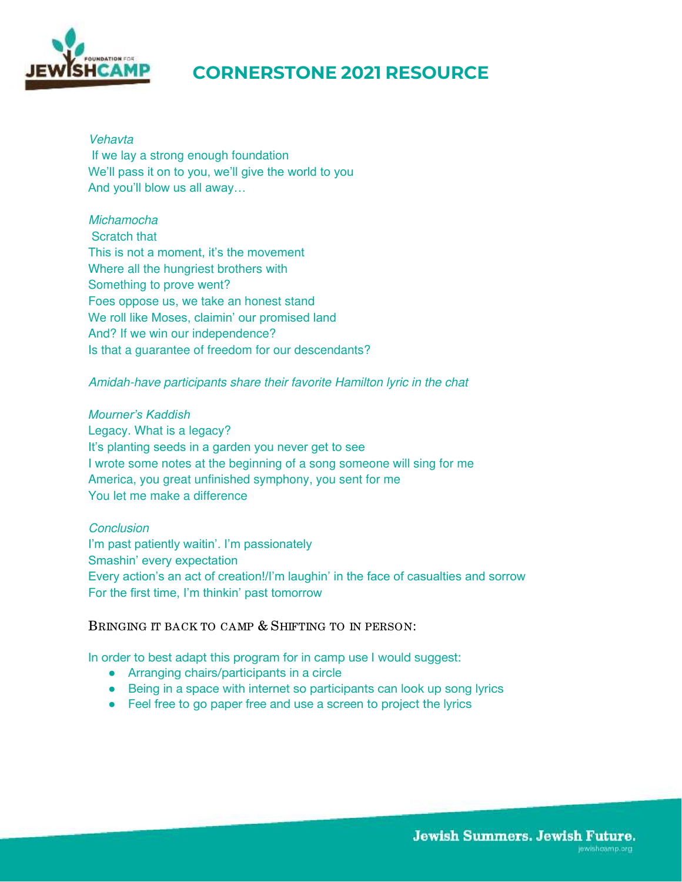*Vehavta*
If we lay a strong enough foundation
We'll pass it on to you, we'll give the world to you
And you'll blow us all away…

*Michamocha*
Scratch that
This is not a moment, it's the movement
Where all the hungriest brothers with
Something to prove went?
Foes oppose us, we take an honest stand
We roll like Moses, claimin' our promised land
And? If we win our independence?
Is that a guarantee of freedom for our descendants?

*Amidah-have participants share their favorite Hamilton lyric in the chat*

*Mourner's Kaddish*
Legacy. What is a legacy?
It's planting seeds in a garden you never get to see
I wrote some notes at the beginning of a song someone will sing for me
America, you great unfinished symphony, you sent for me
You let me make a difference

*Conclusion*
I'm past patiently waitin'. I'm passionately
Smashin' every expectation
Every action's an act of creation!/I'm laughin' in the face of casualties and sorrow
For the first time, I'm thinkin' past tomorrow

## Bringing it back to camp & Shifting to in person:

In order to best adapt this program for in camp use I would suggest:

- Arranging chairs/participants in a circle
- Being in a space with internet so participants can look up song lyrics
- Feel free to go paper free and use a screen to project the lyrics